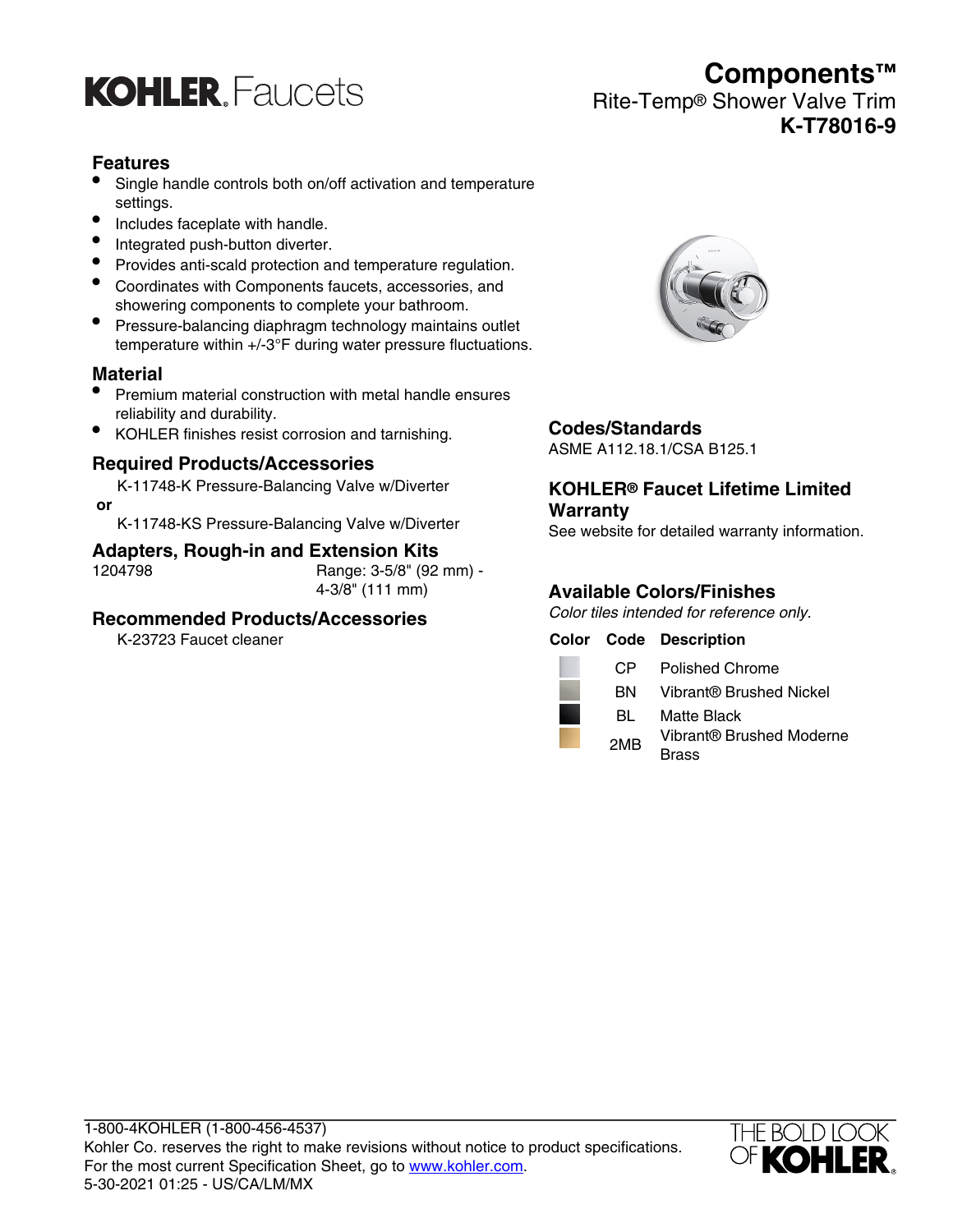KOHLER. Faucets

# Components™

Rite-Temp® Shower Valve Trim

**K-T78016-9**

## Features

- Single handle controls both on/off activation and temperature settings.
- Includes faceplate with handle.
- Integrated push-button diverter.
- Provides anti-scald protection and temperature regulation.
- Coordinates with Components faucets, accessories, and showering components to complete your bathroom.
- Pressure-balancing diaphragm technology maintains outlet temperature within +/-3°F during water pressure fluctuations.

## Material

- Premium material construction with metal handle ensures reliability and durability.
- KOHLER finishes resist corrosion and tarnishing.

## Required Products/Accessories

K-11748-K Pressure-Balancing Valve w/Diverter

**or**

K-11748-KS Pressure-Balancing Valve w/Diverter

## Adapters, Rough-in and Extension Kits

| | |
|---|---|
| 1204798 | Range: 3-5/8" (92 mm) - 4-3/8" (111 mm) |

## Recommended Products/Accessories

K-23723 Faucet cleaner

## Codes/Standards

ASME A112.18.1/CSA B125.1

## KOHLER® Faucet Lifetime Limited Warranty

See website for detailed warranty information.

## Available Colors/Finishes

*Color tiles intended for reference only.*

| Color | Code | Description |
|---|---|---|
| | CP | Polished Chrome |
| | BN | Vibrant® Brushed Nickel |
| | BL | Matte Black |
| | 2MB | Vibrant® Brushed Moderne Brass |

1-800-4KOHLER (1-800-456-4537)
Kohler Co. reserves the right to make revisions without notice to product specifications.
For the most current Specification Sheet, go to www.kohler.com.
5-30-2021 01:25 - US/CA/LM/MX

THE BOLD LOOK OF KOHLER.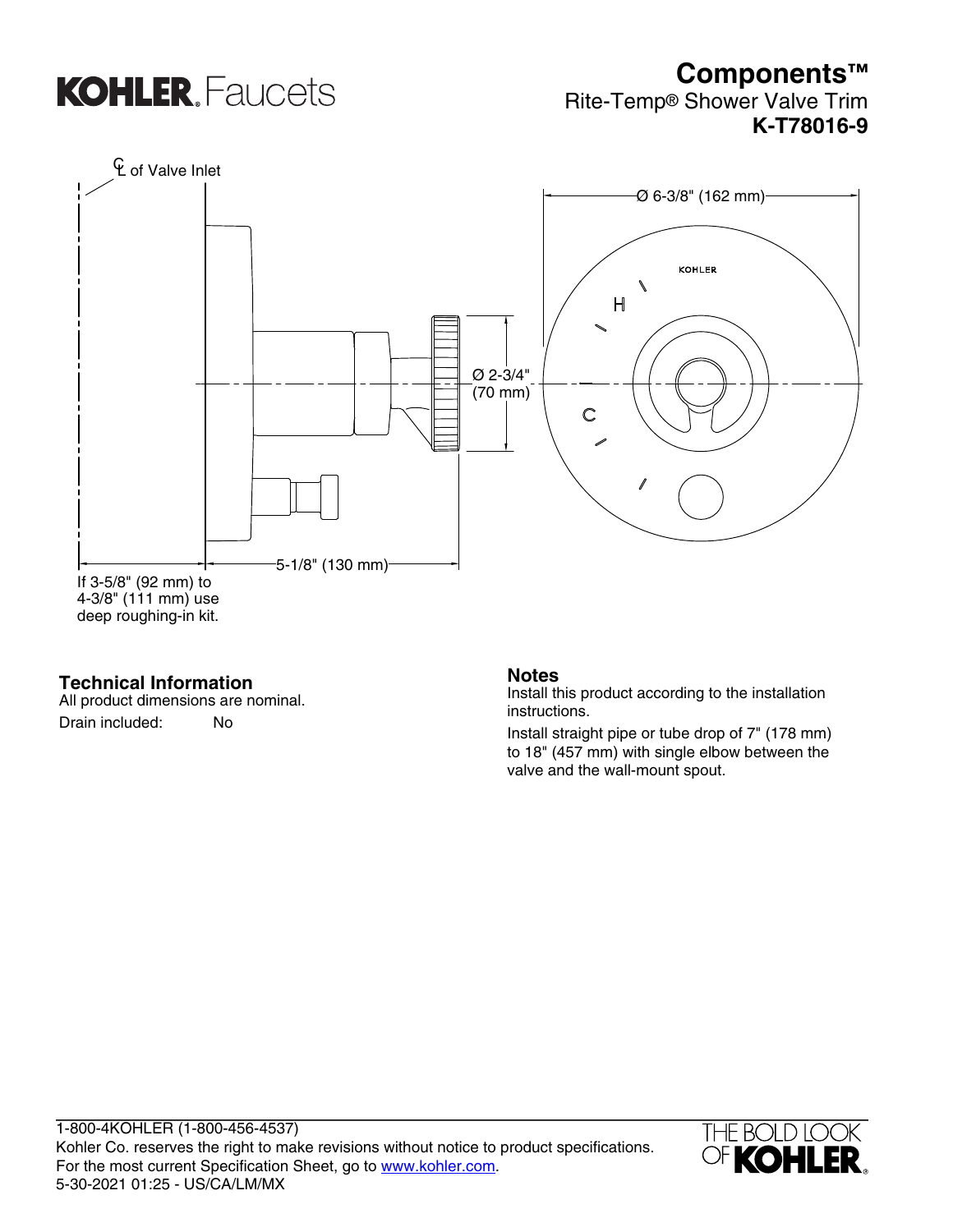# Components™

Rite-Temp® Shower Valve Trim

**K-T78016-9**

℄ of Valve Inlet

Ø 6-3/8" (162 mm)

KOHLER

H

C

Ø 2-3/4" (70 mm)

5-1/8" (130 mm)

If 3-5/8" (92 mm) to 4-3/8" (111 mm) use deep roughing-in kit.

## Technical Information

All product dimensions are nominal.

| | |
|---|---|
| Drain included: | No |

## Notes

Install this product according to the installation instructions.

Install straight pipe or tube drop of 7" (178 mm) to 18" (457 mm) with single elbow between the valve and the wall-mount spout.

1-800-4KOHLER (1-800-456-4537)

Kohler Co. reserves the right to make revisions without notice to product specifications.

For the most current Specification Sheet, go to www.kohler.com.

5-30-2021 01:25 - US/CA/LM/MX